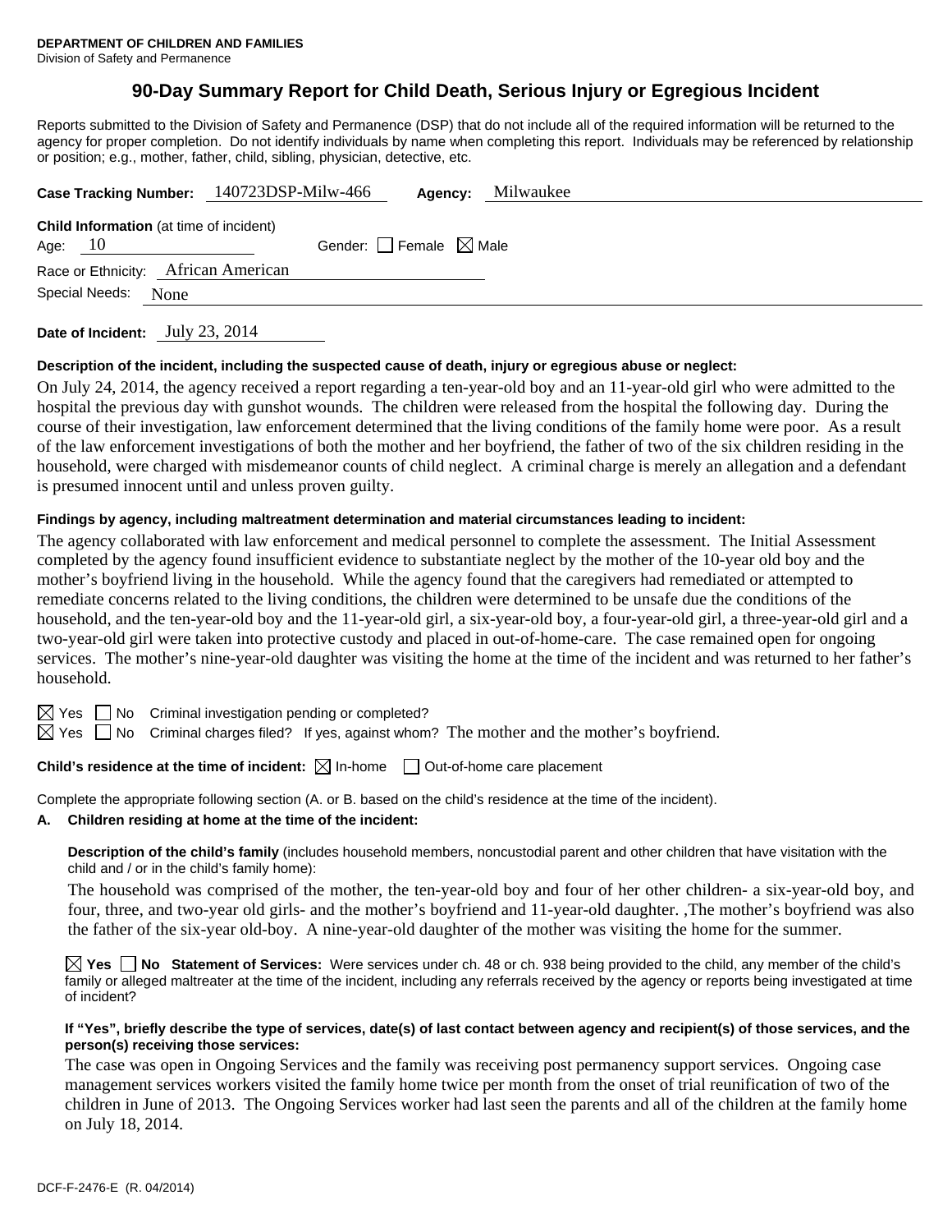**DEPARTMENT OF CHILDREN AND FAMILIES**
Division of Safety and Permanence

# 90-Day Summary Report for Child Death, Serious Injury or Egregious Incident

Reports submitted to the Division of Safety and Permanence (DSP) that do not include all of the required information will be returned to the agency for proper completion. Do not identify individuals by name when completing this report. Individuals may be referenced by relationship or position; e.g., mother, father, child, sibling, physician, detective, etc.

**Case Tracking Number:** 140723DSP-Milw-466 **Agency:** Milwaukee

**Child Information** (at time of incident)
Age: 10 Gender: ☐ Female ☒ Male
Race or Ethnicity: African American
Special Needs: None

**Date of Incident:** July 23, 2014

**Description of the incident, including the suspected cause of death, injury or egregious abuse or neglect:**

On July 24, 2014, the agency received a report regarding a ten-year-old boy and an 11-year-old girl who were admitted to the hospital the previous day with gunshot wounds. The children were released from the hospital the following day. During the course of their investigation, law enforcement determined that the living conditions of the family home were poor. As a result of the law enforcement investigations of both the mother and her boyfriend, the father of two of the six children residing in the household, were charged with misdemeanor counts of child neglect. A criminal charge is merely an allegation and a defendant is presumed innocent until and unless proven guilty.

**Findings by agency, including maltreatment determination and material circumstances leading to incident:**

The agency collaborated with law enforcement and medical personnel to complete the assessment. The Initial Assessment completed by the agency found insufficient evidence to substantiate neglect by the mother of the 10-year old boy and the mother's boyfriend living in the household. While the agency found that the caregivers had remediated or attempted to remediate concerns related to the living conditions, the children were determined to be unsafe due the conditions of the household, and the ten-year-old boy and the 11-year-old girl, a six-year-old boy, a four-year-old girl, a three-year-old girl and a two-year-old girl were taken into protective custody and placed in out-of-home-care. The case remained open for ongoing services. The mother's nine-year-old daughter was visiting the home at the time of the incident and was returned to her father's household.

☒ Yes ☐ No Criminal investigation pending or completed?
☒ Yes ☐ No Criminal charges filed? If yes, against whom? The mother and the mother's boyfriend.

**Child's residence at the time of incident:** ☒ In-home ☐ Out-of-home care placement

Complete the appropriate following section (A. or B. based on the child's residence at the time of the incident).

**A. Children residing at home at the time of the incident:**

**Description of the child's family** (includes household members, noncustodial parent and other children that have visitation with the child and / or in the child's family home):

The household was comprised of the mother, the ten-year-old boy and four of her other children- a six-year-old boy, and four, three, and two-year old girls- and the mother's boyfriend and 11-year-old daughter. ,The mother's boyfriend was also the father of the six-year old-boy. A nine-year-old daughter of the mother was visiting the home for the summer.

☒ **Yes** ☐ **No Statement of Services:** Were services under ch. 48 or ch. 938 being provided to the child, any member of the child's family or alleged maltreater at the time of the incident, including any referrals received by the agency or reports being investigated at time of incident?

**If "Yes", briefly describe the type of services, date(s) of last contact between agency and recipient(s) of those services, and the person(s) receiving those services:**

The case was open in Ongoing Services and the family was receiving post permanency support services. Ongoing case management services workers visited the family home twice per month from the onset of trial reunification of two of the children in June of 2013. The Ongoing Services worker had last seen the parents and all of the children at the family home on July 18, 2014.

DCF-F-2476-E (R. 04/2014)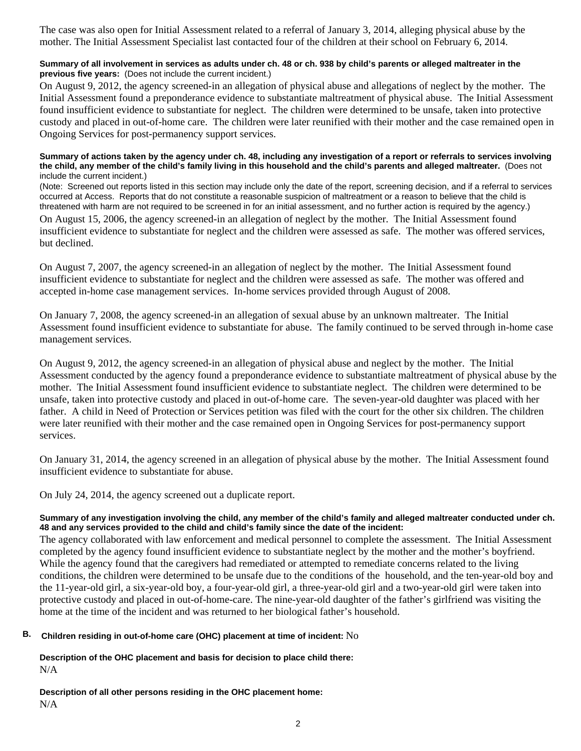The case was also open for Initial Assessment related to a referral of January 3, 2014, alleging physical abuse by the mother. The Initial Assessment Specialist last contacted four of the children at their school on February 6, 2014.

**Summary of all involvement in services as adults under ch. 48 or ch. 938 by child's parents or alleged maltreater in the previous five years:** (Does not include the current incident.)

On August 9, 2012, the agency screened-in an allegation of physical abuse and allegations of neglect by the mother. The Initial Assessment found a preponderance evidence to substantiate maltreatment of physical abuse. The Initial Assessment found insufficient evidence to substantiate for neglect. The children were determined to be unsafe, taken into protective custody and placed in out-of-home care. The children were later reunified with their mother and the case remained open in Ongoing Services for post-permanency support services.

**Summary of actions taken by the agency under ch. 48, including any investigation of a report or referrals to services involving the child, any member of the child's family living in this household and the child's parents and alleged maltreater.** (Does not include the current incident.)

(Note: Screened out reports listed in this section may include only the date of the report, screening decision, and if a referral to services occurred at Access. Reports that do not constitute a reasonable suspicion of maltreatment or a reason to believe that the child is threatened with harm are not required to be screened in for an initial assessment, and no further action is required by the agency.)

On August 15, 2006, the agency screened-in an allegation of neglect by the mother. The Initial Assessment found insufficient evidence to substantiate for neglect and the children were assessed as safe. The mother was offered services, but declined.

On August 7, 2007, the agency screened-in an allegation of neglect by the mother. The Initial Assessment found insufficient evidence to substantiate for neglect and the children were assessed as safe. The mother was offered and accepted in-home case management services. In-home services provided through August of 2008.

On January 7, 2008, the agency screened-in an allegation of sexual abuse by an unknown maltreater. The Initial Assessment found insufficient evidence to substantiate for abuse. The family continued to be served through in-home case management services.

On August 9, 2012, the agency screened-in an allegation of physical abuse and neglect by the mother. The Initial Assessment conducted by the agency found a preponderance evidence to substantiate maltreatment of physical abuse by the mother. The Initial Assessment found insufficient evidence to substantiate neglect. The children were determined to be unsafe, taken into protective custody and placed in out-of-home care. The seven-year-old daughter was placed with her father. A child in Need of Protection or Services petition was filed with the court for the other six children. The children were later reunified with their mother and the case remained open in Ongoing Services for post-permanency support services.

On January 31, 2014, the agency screened in an allegation of physical abuse by the mother. The Initial Assessment found insufficient evidence to substantiate for abuse.

On July 24, 2014, the agency screened out a duplicate report.

**Summary of any investigation involving the child, any member of the child's family and alleged maltreater conducted under ch. 48 and any services provided to the child and child's family since the date of the incident:**

The agency collaborated with law enforcement and medical personnel to complete the assessment. The Initial Assessment completed by the agency found insufficient evidence to substantiate neglect by the mother and the mother's boyfriend. While the agency found that the caregivers had remediated or attempted to remediate concerns related to the living conditions, the children were determined to be unsafe due to the conditions of the household, and the ten-year-old boy and the 11-year-old girl, a six-year-old boy, a four-year-old girl, a three-year-old girl and a two-year-old girl were taken into protective custody and placed in out-of-home-care. The nine-year-old daughter of the father's girlfriend was visiting the home at the time of the incident and was returned to her biological father's household.

**B. Children residing in out-of-home care (OHC) placement at time of incident:** No

**Description of the OHC placement and basis for decision to place child there:**

N/A

**Description of all other persons residing in the OHC placement home:**

N/A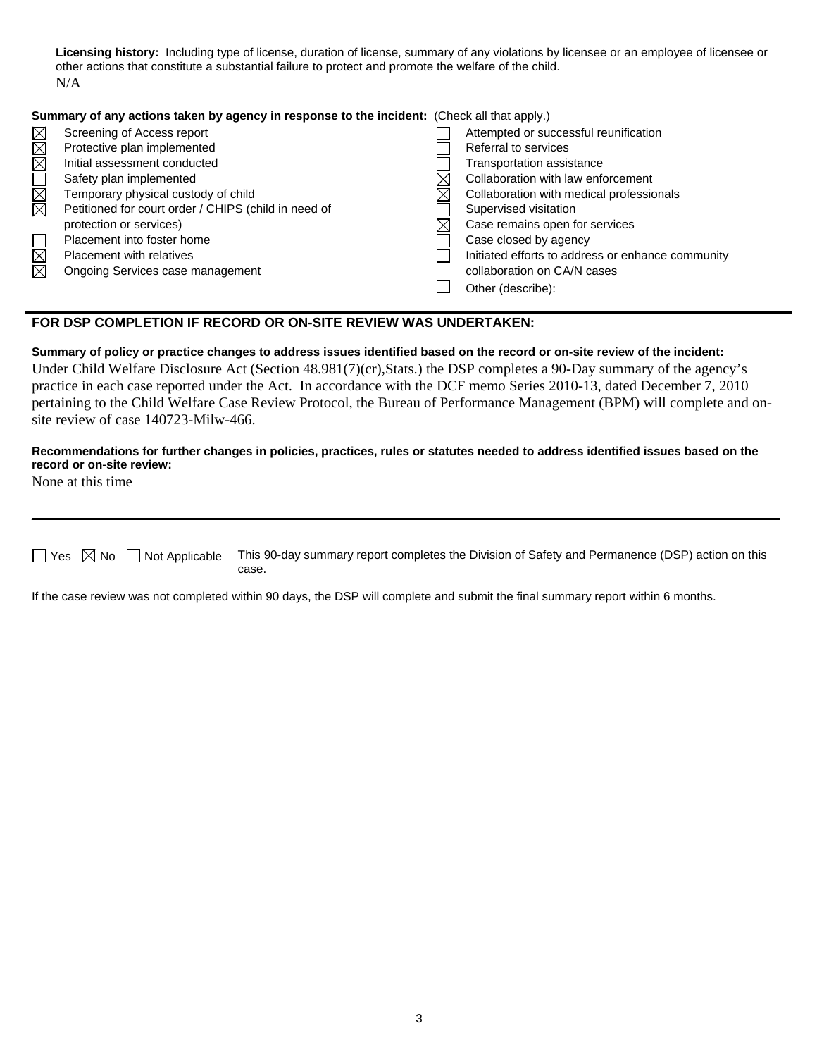**Licensing history:** Including type of license, duration of license, summary of any violations by licensee or an employee of licensee or other actions that constitute a substantial failure to protect and promote the welfare of the child.

N/A

**Summary of any actions taken by agency in response to the incident:** (Check all that apply.)

- [x] Screening of Access report
- [x] Protective plan implemented
- [x] Initial assessment conducted
- [ ] Safety plan implemented
- [x] Temporary physical custody of child
- [x] Petitioned for court order / CHIPS (child in need of protection or services)
- [ ] Placement into foster home
- [x] Placement with relatives
- [x] Ongoing Services case management
- [ ] Attempted or successful reunification
- [ ] Referral to services
- [ ] Transportation assistance
- [x] Collaboration with law enforcement
- [x] Collaboration with medical professionals
- [ ] Supervised visitation
- [x] Case remains open for services
- [ ] Case closed by agency
- [ ] Initiated efforts to address or enhance community collaboration on CA/N cases
- [ ] Other (describe):

## FOR DSP COMPLETION IF RECORD OR ON-SITE REVIEW WAS UNDERTAKEN:

**Summary of policy or practice changes to address issues identified based on the record or on-site review of the incident:**

Under Child Welfare Disclosure Act (Section 48.981(7)(cr),Stats.) the DSP completes a 90-Day summary of the agency's practice in each case reported under the Act. In accordance with the DCF memo Series 2010-13, dated December 7, 2010 pertaining to the Child Welfare Case Review Protocol, the Bureau of Performance Management (BPM) will complete and on-site review of case 140723-Milw-466.

**Recommendations for further changes in policies, practices, rules or statutes needed to address identified issues based on the record or on-site review:**

None at this time

---

- [ ] Yes
- [x] No
- [ ] Not Applicable

This 90-day summary report completes the Division of Safety and Permanence (DSP) action on this case.

If the case review was not completed within 90 days, the DSP will complete and submit the final summary report within 6 months.